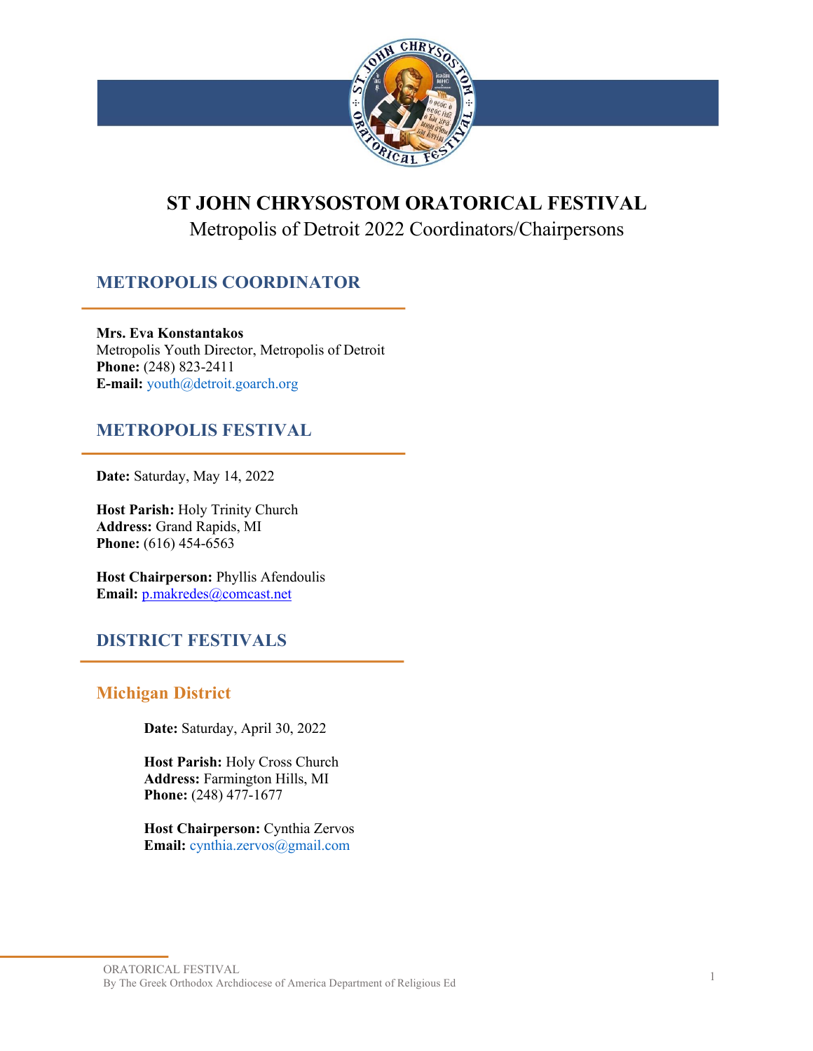# ST JOHN CHRYSOSTOM ORATORICAL FESTIVAL

Metropolis of Detroit 2022 Coordinators/Chairpersons

## METROPOLIS COORDINATOR

**Mrs. Eva Konstantakos**
Metropolis Youth Director, Metropolis of Detroit
**Phone:** (248) 823-2411
**E-mail:** youth@detroit.goarch.org

## METROPOLIS FESTIVAL

**Date:** Saturday, May 14, 2022

**Host Parish:** Holy Trinity Church
**Address:** Grand Rapids, MI
**Phone:** (616) 454-6563

**Host Chairperson:** Phyllis Afendoulis
**Email:** p.makredes@comcast.net

## DISTRICT FESTIVALS

### Michigan District

**Date:** Saturday, April 30, 2022

**Host Parish:** Holy Cross Church
**Address:** Farmington Hills, MI
**Phone:** (248) 477-1677

**Host Chairperson:** Cynthia Zervos
**Email:** cynthia.zervos@gmail.com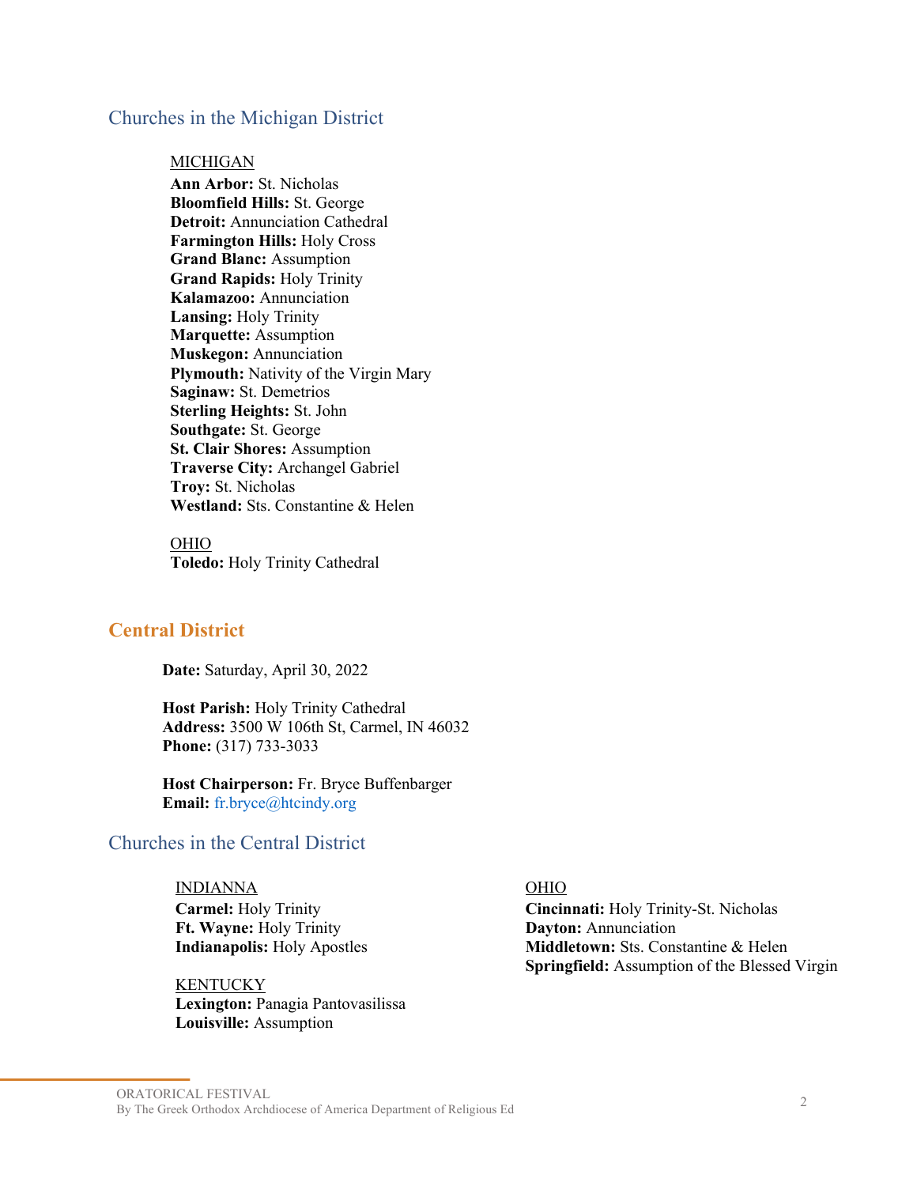## Churches in the Michigan District

MICHIGAN

**Ann Arbor:** St. Nicholas
**Bloomfield Hills:** St. George
**Detroit:** Annunciation Cathedral
**Farmington Hills:** Holy Cross
**Grand Blanc:** Assumption
**Grand Rapids:** Holy Trinity
**Kalamazoo:** Annunciation
**Lansing:** Holy Trinity
**Marquette:** Assumption
**Muskegon:** Annunciation
**Plymouth:** Nativity of the Virgin Mary
**Saginaw:** St. Demetrios
**Sterling Heights:** St. John
**Southgate:** St. George
**St. Clair Shores:** Assumption
**Traverse City:** Archangel Gabriel
**Troy:** St. Nicholas
**Westland:** Sts. Constantine & Helen

OHIO

**Toledo:** Holy Trinity Cathedral

# Central District

**Date:** Saturday, April 30, 2022

**Host Parish:** Holy Trinity Cathedral
**Address:** 3500 W 106th St, Carmel, IN 46032
**Phone:** (317) 733-3033

**Host Chairperson:** Fr. Bryce Buffenbarger
**Email:** fr.bryce@htcindy.org

## Churches in the Central District

INDIANNA

**Carmel:** Holy Trinity
**Ft. Wayne:** Holy Trinity
**Indianapolis:** Holy Apostles

KENTUCKY

**Lexington:** Panagia Pantovasilissa
**Louisville:** Assumption

OHIO

**Cincinnati:** Holy Trinity-St. Nicholas
**Dayton:** Annunciation
**Middletown:** Sts. Constantine & Helen
**Springfield:** Assumption of the Blessed Virgin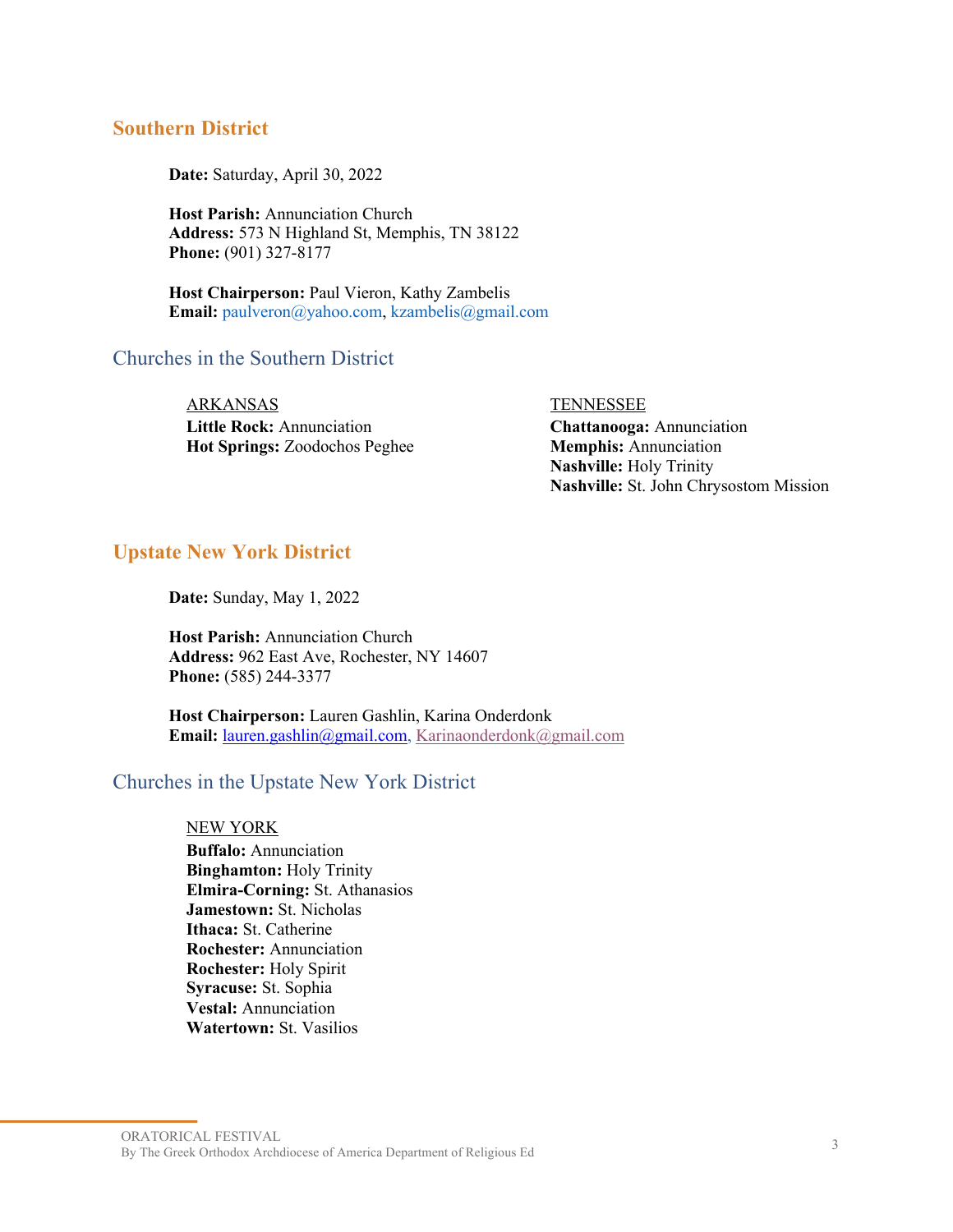## Southern District

**Date:** Saturday, April 30, 2022

**Host Parish:** Annunciation Church
**Address:** 573 N Highland St, Memphis, TN 38122
**Phone:** (901) 327-8177

**Host Chairperson:** Paul Vieron, Kathy Zambelis
**Email:** paulveron@yahoo.com, kzambelis@gmail.com

### Churches in the Southern District

ARKANSAS
**Little Rock:** Annunciation
**Hot Springs:** Zoodochos Peghee

TENNESSEE
**Chattanooga:** Annunciation
**Memphis:** Annunciation
**Nashville:** Holy Trinity
**Nashville:** St. John Chrysostom Mission

## Upstate New York District

**Date:** Sunday, May 1, 2022

**Host Parish:** Annunciation Church
**Address:** 962 East Ave, Rochester, NY 14607
**Phone:** (585) 244-3377

**Host Chairperson:** Lauren Gashlin, Karina Onderdonk
**Email:** lauren.gashlin@gmail.com, Karinaonderdonk@gmail.com

### Churches in the Upstate New York District

NEW YORK
**Buffalo:** Annunciation
**Binghamton:** Holy Trinity
**Elmira-Corning:** St. Athanasios
**Jamestown:** St. Nicholas
**Ithaca:** St. Catherine
**Rochester:** Annunciation
**Rochester:** Holy Spirit
**Syracuse:** St. Sophia
**Vestal:** Annunciation
**Watertown:** St. Vasilios